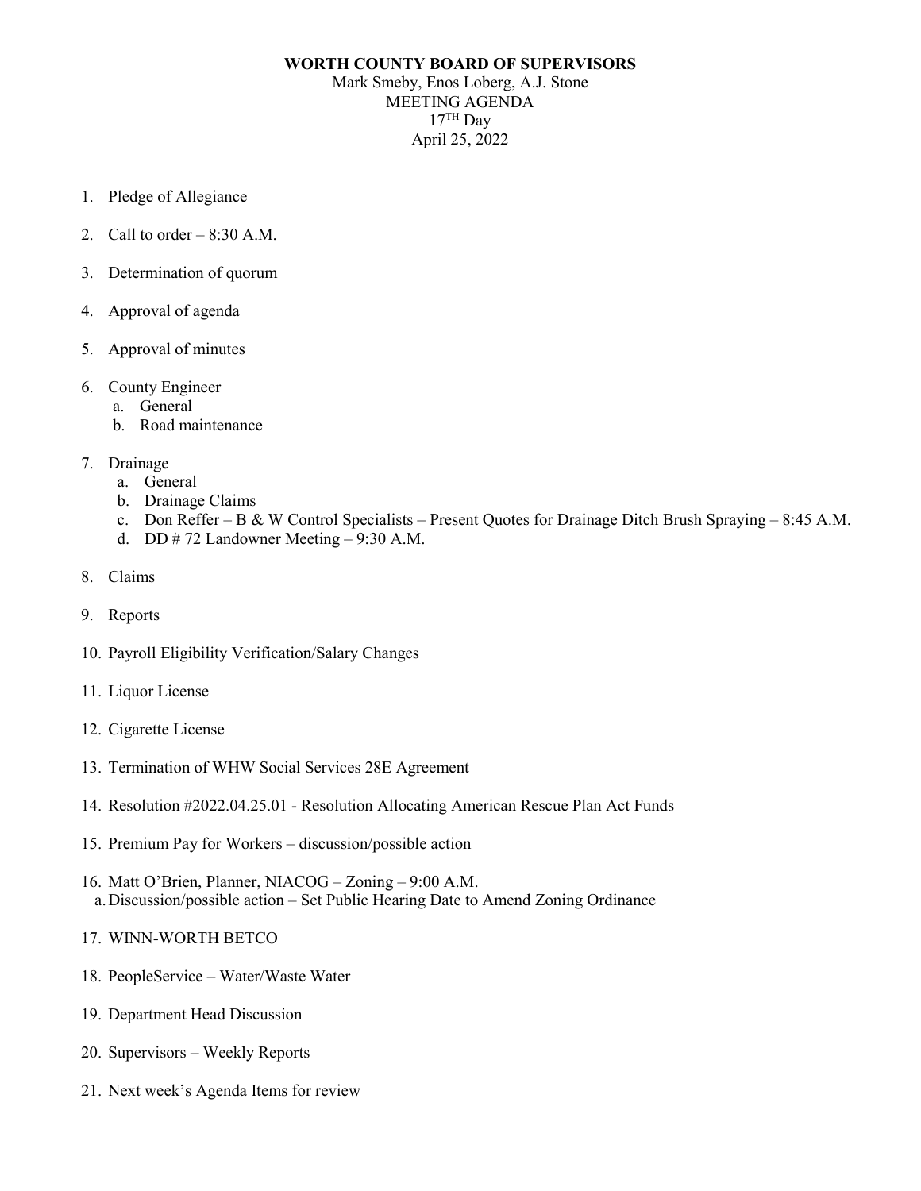**WORTH COUNTY BOARD OF SUPERVISORS**

Mark Smeby, Enos Loberg, A.J. Stone

MEETING AGENDA

17TH Day

April 25, 2022

1. Pledge of Allegiance
2. Call to order – 8:30 A.M.
3. Determination of quorum
4. Approval of agenda
5. Approval of minutes
6. County Engineer
   a. General
   b. Road maintenance
7. Drainage
   a. General
   b. Drainage Claims
   c. Don Reffer – B & W Control Specialists – Present Quotes for Drainage Ditch Brush Spraying – 8:45 A.M.
   d. DD # 72 Landowner Meeting – 9:30 A.M.
8. Claims
9. Reports
10. Payroll Eligibility Verification/Salary Changes
11. Liquor License
12. Cigarette License
13. Termination of WHW Social Services 28E Agreement
14. Resolution #2022.04.25.01 - Resolution Allocating American Rescue Plan Act Funds
15. Premium Pay for Workers – discussion/possible action
16. Matt O'Brien, Planner, NIACOG – Zoning – 9:00 A.M.
   a. Discussion/possible action – Set Public Hearing Date to Amend Zoning Ordinance
17. WINN-WORTH BETCO
18. PeopleService – Water/Waste Water
19. Department Head Discussion
20. Supervisors – Weekly Reports
21. Next week's Agenda Items for review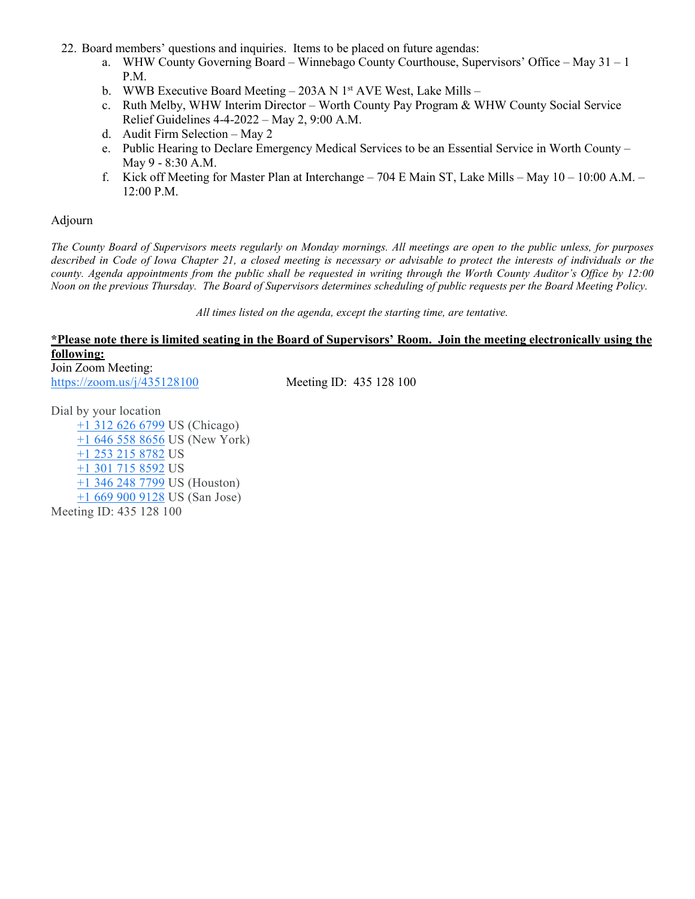22. Board members' questions and inquiries. Items to be placed on future agendas:
    a. WHW County Governing Board – Winnebago County Courthouse, Supervisors' Office – May 31 – 1 P.M.
    b. WWB Executive Board Meeting – 203A N 1st AVE West, Lake Mills –
    c. Ruth Melby, WHW Interim Director – Worth County Pay Program & WHW County Social Service Relief Guidelines 4-4-2022 – May 2, 9:00 A.M.
    d. Audit Firm Selection – May 2
    e. Public Hearing to Declare Emergency Medical Services to be an Essential Service in Worth County – May 9 - 8:30 A.M.
    f. Kick off Meeting for Master Plan at Interchange – 704 E Main ST, Lake Mills – May 10 – 10:00 A.M. – 12:00 P.M.

Adjourn

*The County Board of Supervisors meets regularly on Monday mornings. All meetings are open to the public unless, for purposes described in Code of Iowa Chapter 21, a closed meeting is necessary or advisable to protect the interests of individuals or the county. Agenda appointments from the public shall be requested in writing through the Worth County Auditor's Office by 12:00 Noon on the previous Thursday. The Board of Supervisors determines scheduling of public requests per the Board Meeting Policy.*

*All times listed on the agenda, except the starting time, are tentative.*

**\*Please note there is limited seating in the Board of Supervisors' Room. Join the meeting electronically using the following:**

Join Zoom Meeting:
https://zoom.us/j/435128100 Meeting ID: 435 128 100

Dial by your location
+1 312 626 6799 US (Chicago)
+1 646 558 8656 US (New York)
+1 253 215 8782 US
+1 301 715 8592 US
+1 346 248 7799 US (Houston)
+1 669 900 9128 US (San Jose)
Meeting ID: 435 128 100